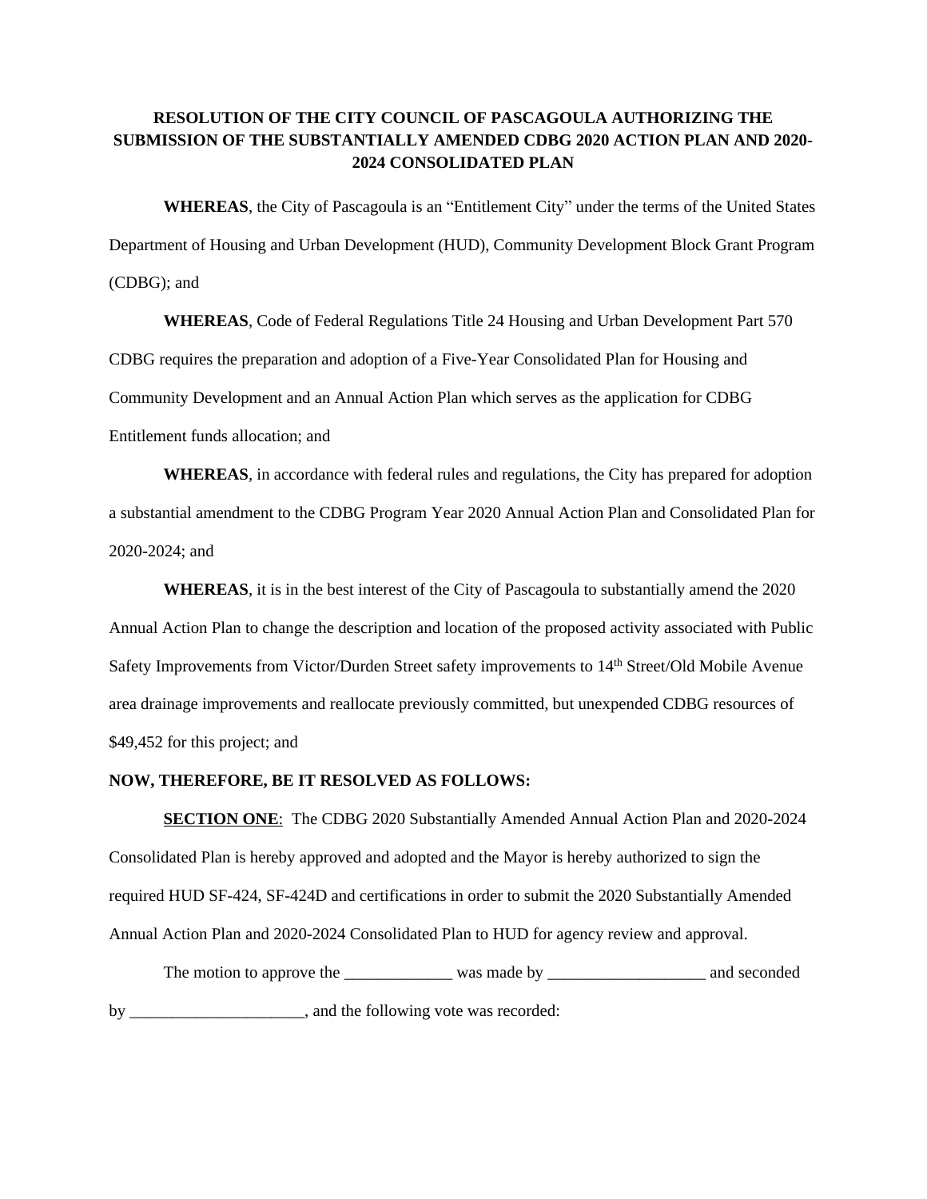**RESOLUTION OF THE CITY COUNCIL OF PASCAGOULA AUTHORIZING THE SUBMISSION OF THE SUBSTANTIALLY AMENDED CDBG 2020 ACTION PLAN AND 2020-2024 CONSOLIDATED PLAN**

**WHEREAS**, the City of Pascagoula is an "Entitlement City" under the terms of the United States Department of Housing and Urban Development (HUD), Community Development Block Grant Program (CDBG); and

**WHEREAS**, Code of Federal Regulations Title 24 Housing and Urban Development Part 570 CDBG requires the preparation and adoption of a Five-Year Consolidated Plan for Housing and Community Development and an Annual Action Plan which serves as the application for CDBG Entitlement funds allocation; and

**WHEREAS**, in accordance with federal rules and regulations, the City has prepared for adoption a substantial amendment to the CDBG Program Year 2020 Annual Action Plan and Consolidated Plan for 2020-2024; and

**WHEREAS**, it is in the best interest of the City of Pascagoula to substantially amend the 2020 Annual Action Plan to change the description and location of the proposed activity associated with Public Safety Improvements from Victor/Durden Street safety improvements to 14th Street/Old Mobile Avenue area drainage improvements and reallocate previously committed, but unexpended CDBG resources of $49,452 for this project; and

**NOW, THEREFORE, BE IT RESOLVED AS FOLLOWS:**

**SECTION ONE**: The CDBG 2020 Substantially Amended Annual Action Plan and 2020-2024 Consolidated Plan is hereby approved and adopted and the Mayor is hereby authorized to sign the required HUD SF-424, SF-424D and certifications in order to submit the 2020 Substantially Amended Annual Action Plan and 2020-2024 Consolidated Plan to HUD for agency review and approval.

The motion to approve the _____________ was made by ___________________ and seconded by _____________________, and the following vote was recorded: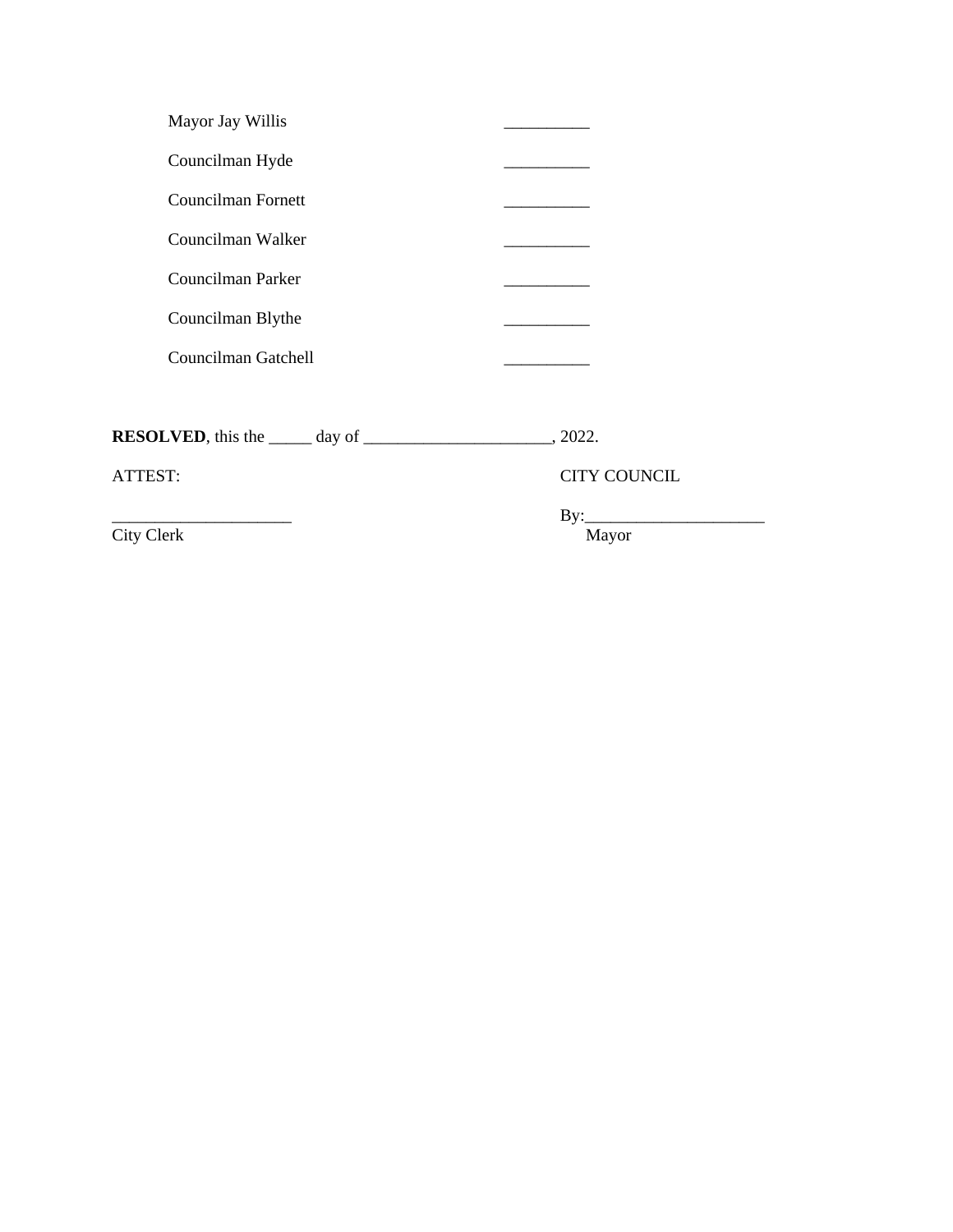| | |
|---|---|
| Mayor Jay Willis | __________ |
| Councilman Hyde | __________ |
| Councilman Fornett | __________ |
| Councilman Walker | __________ |
| Councilman Parker | __________ |
| Councilman Blythe | __________ |
| Councilman Gatchell | __________ |

**RESOLVED**, this the _____ day of ______________________, 2022.

ATTEST:

_____________________
City Clerk

CITY COUNCIL

By:_____________________
Mayor